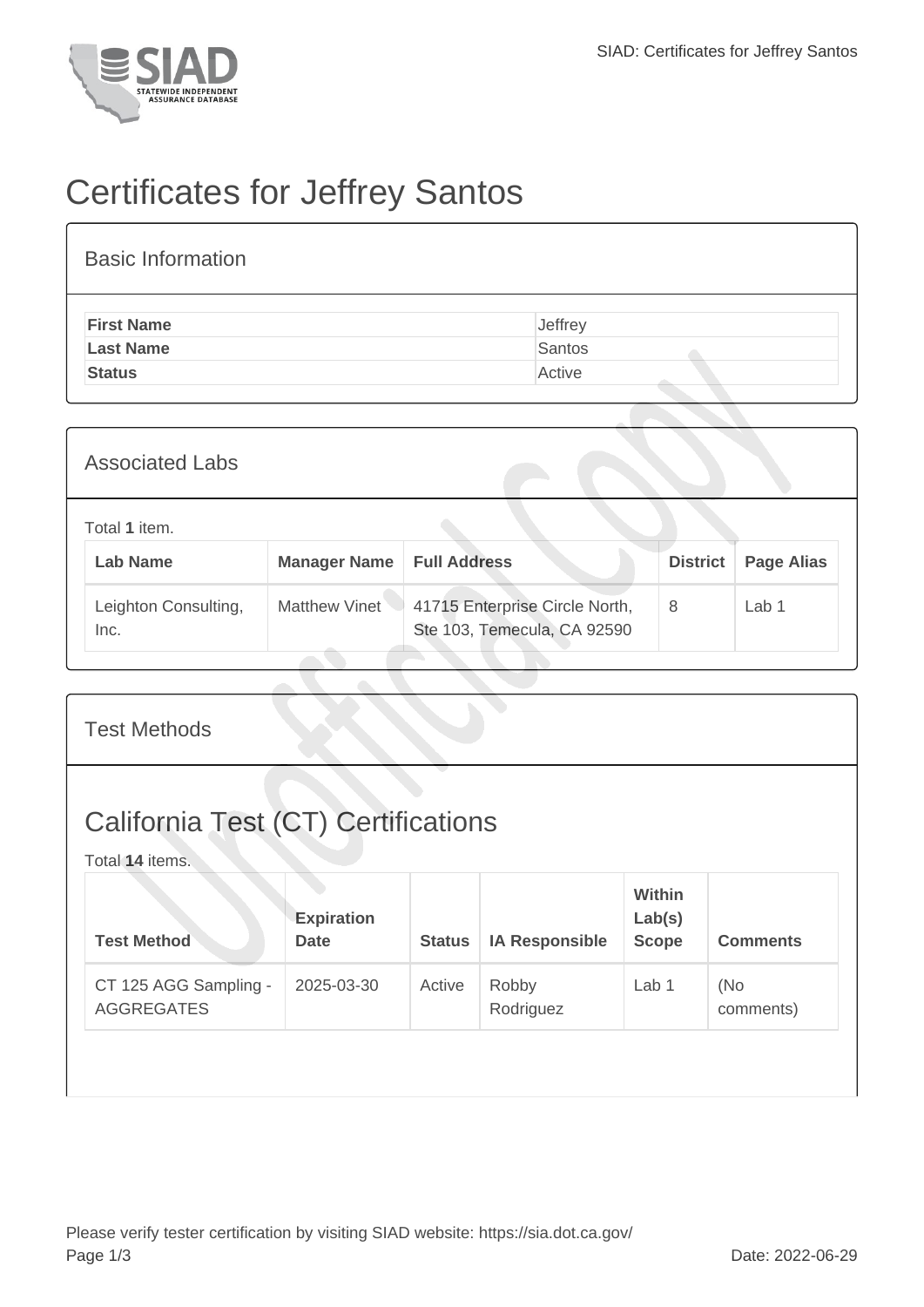# Certificates for Jeffrey Santos

## Basic Information

| | |
|---|---|
| **First Name** | Jeffrey |
| **Last Name** | Santos |
| **Status** | Active |

## Associated Labs

Total **1** item.

| Lab Name | Manager Name | Full Address | District | Page Alias |
|---|---|---|---|---|
| Leighton Consulting, Inc. | Matthew Vinet | 41715 Enterprise Circle North, Ste 103, Temecula, CA 92590 | 8 | Lab 1 |

## Test Methods

## California Test (CT) Certifications

Total **14** items.

| Test Method | Expiration Date | Status | IA Responsible | Within Lab(s) Scope | Comments |
|---|---|---|---|---|---|
| CT 125 AGG Sampling - AGGREGATES | 2025-03-30 | Active | Robby Rodriguez | Lab 1 | (No comments) |

Please verify tester certification by visiting SIAD website: https://sia.dot.ca.gov/

Date: 2022-06-29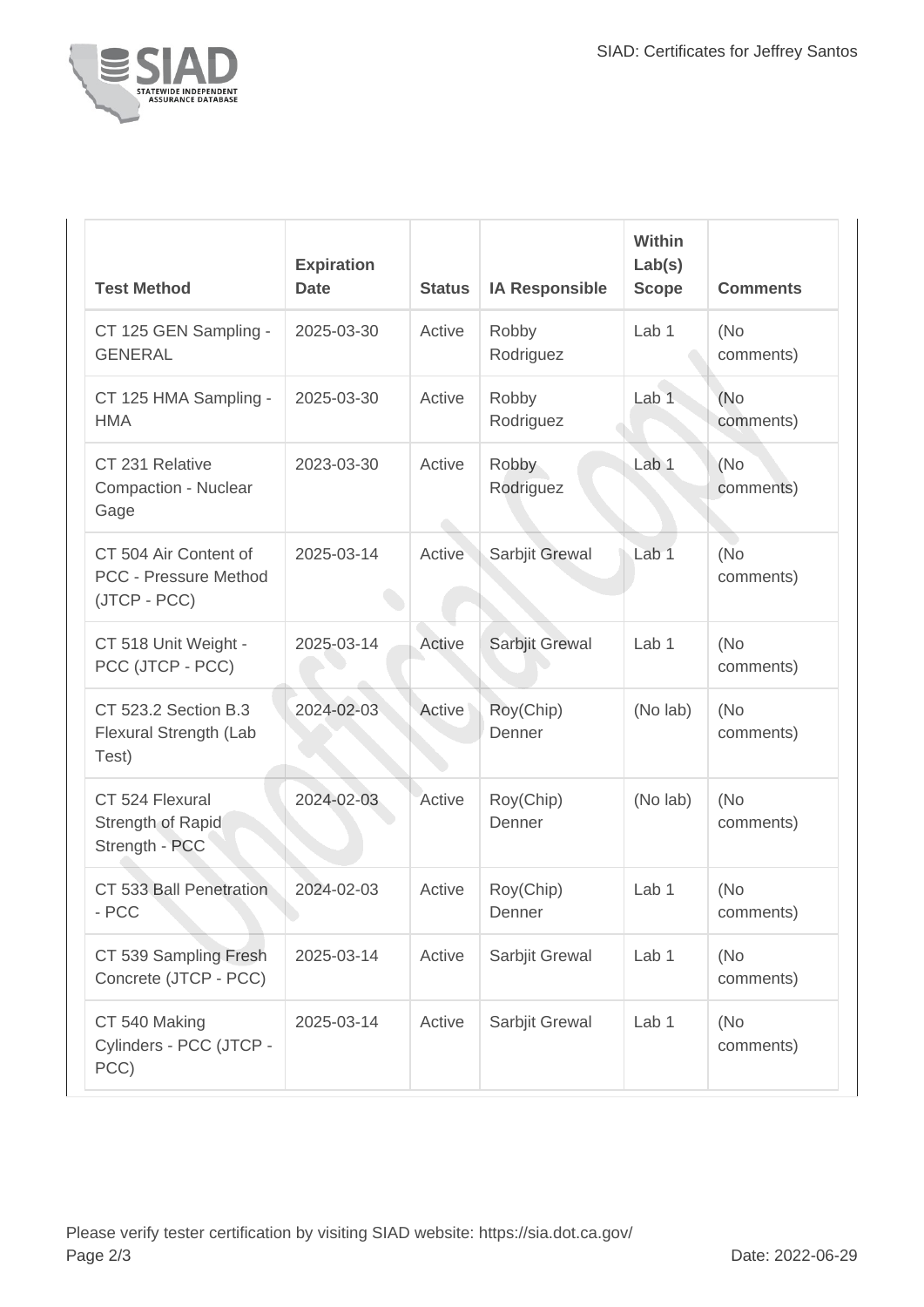| Test Method | Expiration Date | Status | IA Responsible | Within Lab(s) Scope | Comments |
| --- | --- | --- | --- | --- | --- |
| CT 125 GEN Sampling - GENERAL | 2025-03-30 | Active | Robby Rodriguez | Lab 1 | (No comments) |
| CT 125 HMA Sampling - HMA | 2025-03-30 | Active | Robby Rodriguez | Lab 1 | (No comments) |
| CT 231 Relative Compaction - Nuclear Gage | 2023-03-30 | Active | Robby Rodriguez | Lab 1 | (No comments) |
| CT 504 Air Content of PCC - Pressure Method (JTCP - PCC) | 2025-03-14 | Active | Sarbjit Grewal | Lab 1 | (No comments) |
| CT 518 Unit Weight - PCC (JTCP - PCC) | 2025-03-14 | Active | Sarbjit Grewal | Lab 1 | (No comments) |
| CT 523.2 Section B.3 Flexural Strength (Lab Test) | 2024-02-03 | Active | Roy(Chip) Denner | (No lab) | (No comments) |
| CT 524 Flexural Strength of Rapid Strength - PCC | 2024-02-03 | Active | Roy(Chip) Denner | (No lab) | (No comments) |
| CT 533 Ball Penetration - PCC | 2024-02-03 | Active | Roy(Chip) Denner | Lab 1 | (No comments) |
| CT 539 Sampling Fresh Concrete (JTCP - PCC) | 2025-03-14 | Active | Sarbjit Grewal | Lab 1 | (No comments) |
| CT 540 Making Cylinders - PCC (JTCP - PCC) | 2025-03-14 | Active | Sarbjit Grewal | Lab 1 | (No comments) |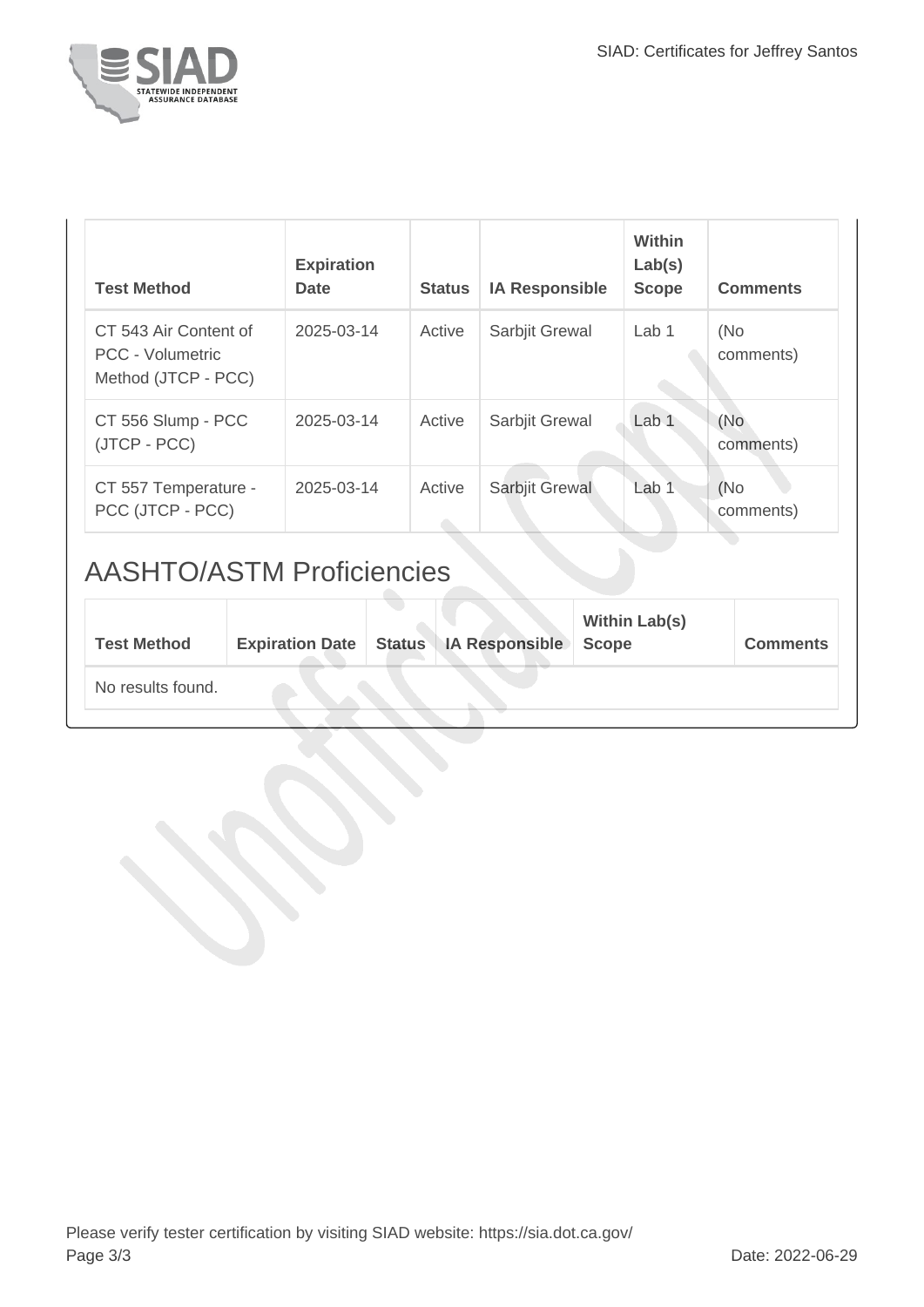| Test Method | Expiration Date | Status | IA Responsible | Within Lab(s) Scope | Comments |
| --- | --- | --- | --- | --- | --- |
| CT 543 Air Content of PCC - Volumetric Method (JTCP - PCC) | 2025-03-14 | Active | Sarbjit Grewal | Lab 1 | (No comments) |
| CT 556 Slump - PCC (JTCP - PCC) | 2025-03-14 | Active | Sarbjit Grewal | Lab 1 | (No comments) |
| CT 557 Temperature - PCC (JTCP - PCC) | 2025-03-14 | Active | Sarbjit Grewal | Lab 1 | (No comments) |

## AASHTO/ASTM Proficiencies

| Test Method | Expiration Date | Status | IA Responsible | Within Lab(s) Scope | Comments |
| --- | --- | --- | --- | --- | --- |
| No results found. | | | | | |

Please verify tester certification by visiting SIAD website: https://sia.dot.ca.gov/

Date: 2022-06-29